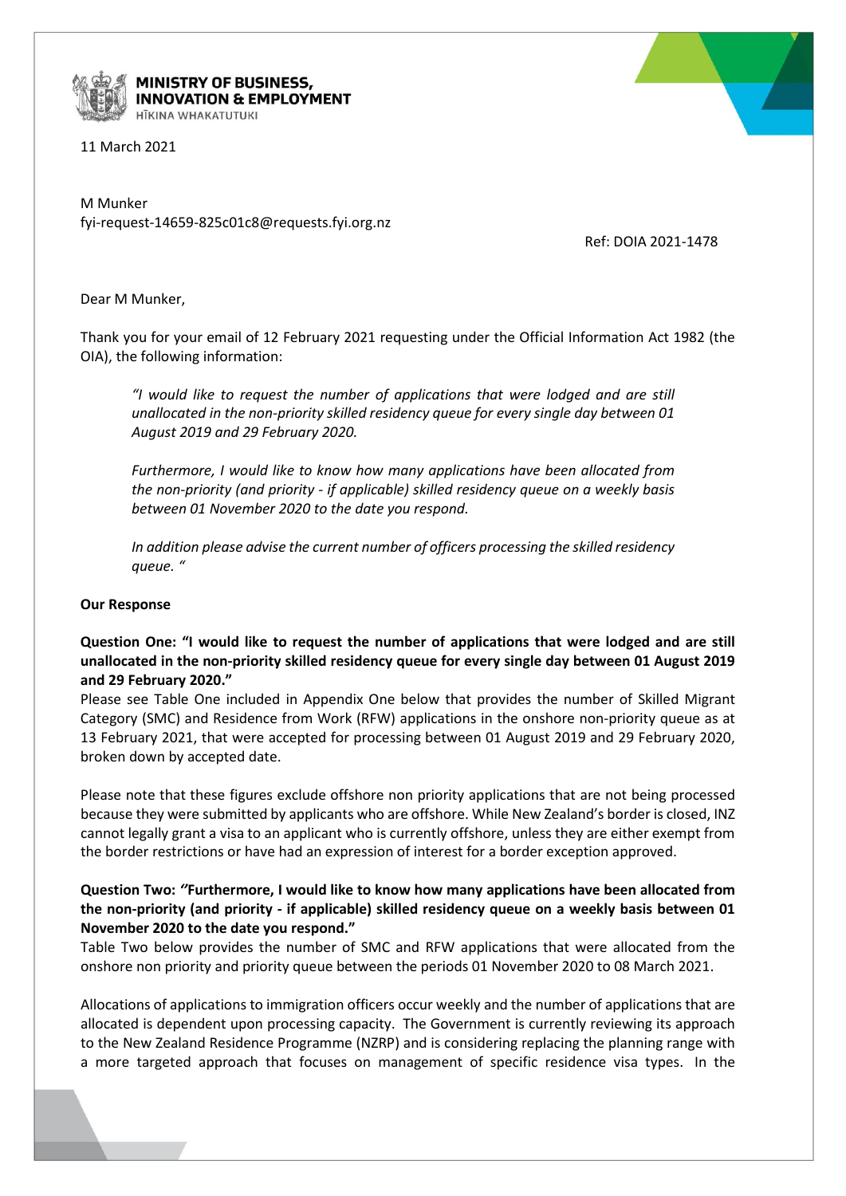**MINISTRY OF BUSINESS, INNOVATION & EMPLOYMENT**
HĪKINA WHAKATUTUKI

11 March 2021

M Munker
fyi-request-14659-825c01c8@requests.fyi.org.nz

Ref: DOIA 2021-1478

Dear M Munker,

Thank you for your email of 12 February 2021 requesting under the Official Information Act 1982 (the OIA), the following information:

> *"I would like to request the number of applications that were lodged and are still unallocated in the non-priority skilled residency queue for every single day between 01 August 2019 and 29 February 2020.*
>
> *Furthermore, I would like to know how many applications have been allocated from the non-priority (and priority - if applicable) skilled residency queue on a weekly basis between 01 November 2020 to the date you respond.*
>
> *In addition please advise the current number of officers processing the skilled residency queue. "*

**Our Response**

**Question One: "I would like to request the number of applications that were lodged and are still unallocated in the non-priority skilled residency queue for every single day between 01 August 2019 and 29 February 2020."**

Please see Table One included in Appendix One below that provides the number of Skilled Migrant Category (SMC) and Residence from Work (RFW) applications in the onshore non-priority queue as at 13 February 2021, that were accepted for processing between 01 August 2019 and 29 February 2020, broken down by accepted date.

Please note that these figures exclude offshore non priority applications that are not being processed because they were submitted by applicants who are offshore. While New Zealand's border is closed, INZ cannot legally grant a visa to an applicant who is currently offshore, unless they are either exempt from the border restrictions or have had an expression of interest for a border exception approved.

**Question Two: *"*Furthermore, I would like to know how many applications have been allocated from the non-priority (and priority - if applicable) skilled residency queue on a weekly basis between 01 November 2020 to the date you respond."**

Table Two below provides the number of SMC and RFW applications that were allocated from the onshore non priority and priority queue between the periods 01 November 2020 to 08 March 2021.

Allocations of applications to immigration officers occur weekly and the number of applications that are allocated is dependent upon processing capacity. The Government is currently reviewing its approach to the New Zealand Residence Programme (NZRP) and is considering replacing the planning range with a more targeted approach that focuses on management of specific residence visa types. In the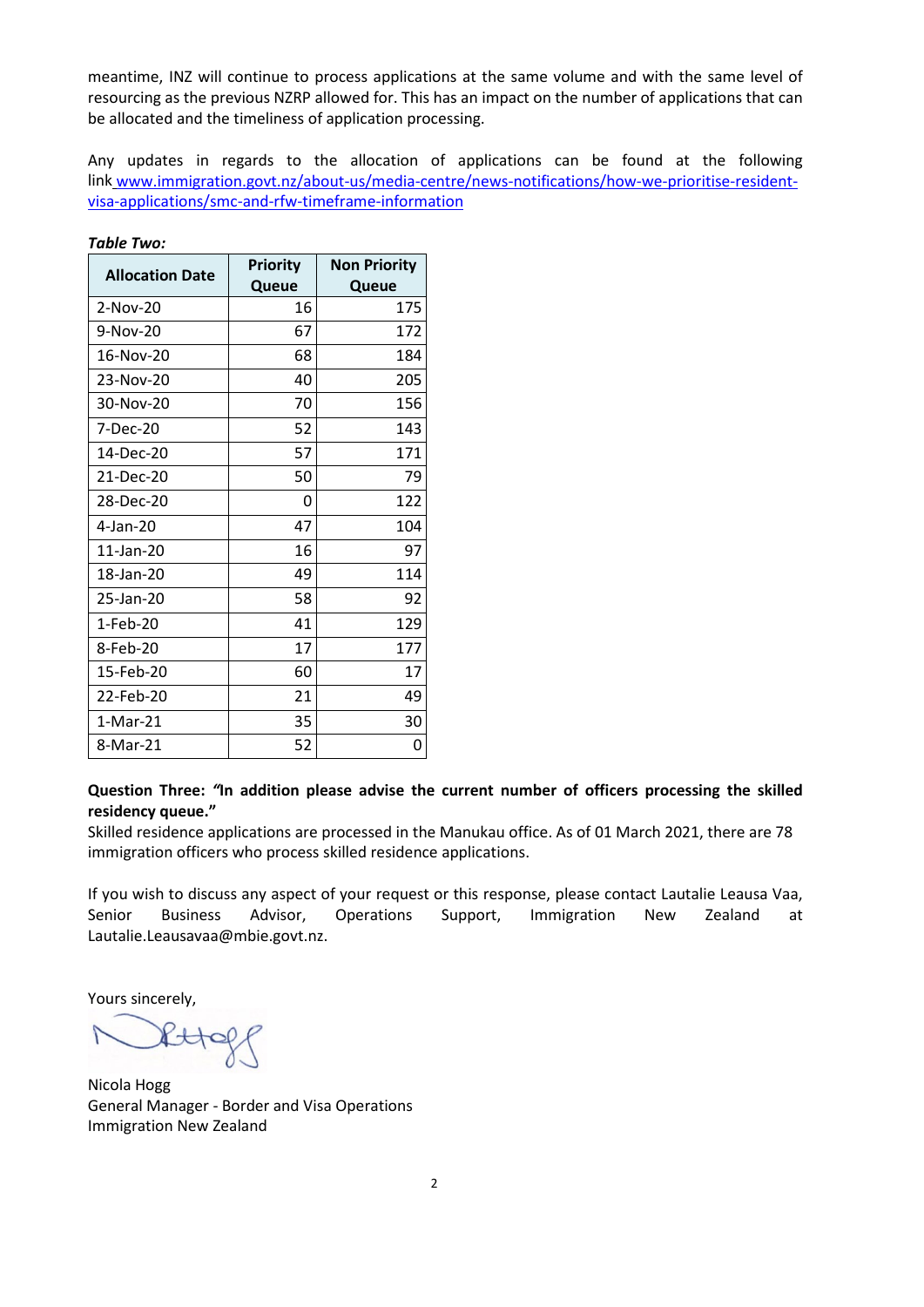meantime, INZ will continue to process applications at the same volume and with the same level of resourcing as the previous NZRP allowed for. This has an impact on the number of applications that can be allocated and the timeliness of application processing.

Any updates in regards to the allocation of applications can be found at the following link [www.immigration.govt.nz/about-us/media-centre/news-notifications/how-we-prioritise-resident-visa-applications/smc-and-rfw-timeframe-information](www.immigration.govt.nz/about-us/media-centre/news-notifications/how-we-prioritise-resident-visa-applications/smc-and-rfw-timeframe-information)

***Table Two:***

| Allocation Date | Priority Queue | Non Priority Queue |
|---|---|---|
| 2-Nov-20 | 16 | 175 |
| 9-Nov-20 | 67 | 172 |
| 16-Nov-20 | 68 | 184 |
| 23-Nov-20 | 40 | 205 |
| 30-Nov-20 | 70 | 156 |
| 7-Dec-20 | 52 | 143 |
| 14-Dec-20 | 57 | 171 |
| 21-Dec-20 | 50 | 79 |
| 28-Dec-20 | 0 | 122 |
| 4-Jan-20 | 47 | 104 |
| 11-Jan-20 | 16 | 97 |
| 18-Jan-20 | 49 | 114 |
| 25-Jan-20 | 58 | 92 |
| 1-Feb-20 | 41 | 129 |
| 8-Feb-20 | 17 | 177 |
| 15-Feb-20 | 60 | 17 |
| 22-Feb-20 | 21 | 49 |
| 1-Mar-21 | 35 | 30 |
| 8-Mar-21 | 52 | 0 |

**Question Three: "In addition please advise the current number of officers processing the skilled residency queue."**

Skilled residence applications are processed in the Manukau office. As of 01 March 2021, there are 78 immigration officers who process skilled residence applications.

If you wish to discuss any aspect of your request or this response, please contact Lautalie Leausa Vaa, Senior Business Advisor, Operations Support, Immigration New Zealand at Lautalie.Leausavaa@mbie.govt.nz.

Yours sincerely,

Nicola Hogg
General Manager - Border and Visa Operations
Immigration New Zealand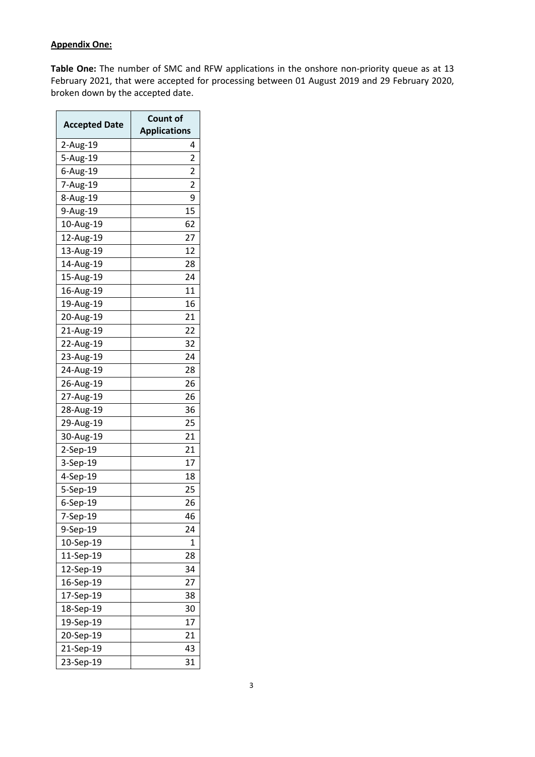**Appendix One:**

**Table One:** The number of SMC and RFW applications in the onshore non-priority queue as at 13 February 2021, that were accepted for processing between 01 August 2019 and 29 February 2020, broken down by the accepted date.

| Accepted Date | Count of Applications |
|---|---|
| 2-Aug-19 | 4 |
| 5-Aug-19 | 2 |
| 6-Aug-19 | 2 |
| 7-Aug-19 | 2 |
| 8-Aug-19 | 9 |
| 9-Aug-19 | 15 |
| 10-Aug-19 | 62 |
| 12-Aug-19 | 27 |
| 13-Aug-19 | 12 |
| 14-Aug-19 | 28 |
| 15-Aug-19 | 24 |
| 16-Aug-19 | 11 |
| 19-Aug-19 | 16 |
| 20-Aug-19 | 21 |
| 21-Aug-19 | 22 |
| 22-Aug-19 | 32 |
| 23-Aug-19 | 24 |
| 24-Aug-19 | 28 |
| 26-Aug-19 | 26 |
| 27-Aug-19 | 26 |
| 28-Aug-19 | 36 |
| 29-Aug-19 | 25 |
| 30-Aug-19 | 21 |
| 2-Sep-19 | 21 |
| 3-Sep-19 | 17 |
| 4-Sep-19 | 18 |
| 5-Sep-19 | 25 |
| 6-Sep-19 | 26 |
| 7-Sep-19 | 46 |
| 9-Sep-19 | 24 |
| 10-Sep-19 | 1 |
| 11-Sep-19 | 28 |
| 12-Sep-19 | 34 |
| 16-Sep-19 | 27 |
| 17-Sep-19 | 38 |
| 18-Sep-19 | 30 |
| 19-Sep-19 | 17 |
| 20-Sep-19 | 21 |
| 21-Sep-19 | 43 |
| 23-Sep-19 | 31 |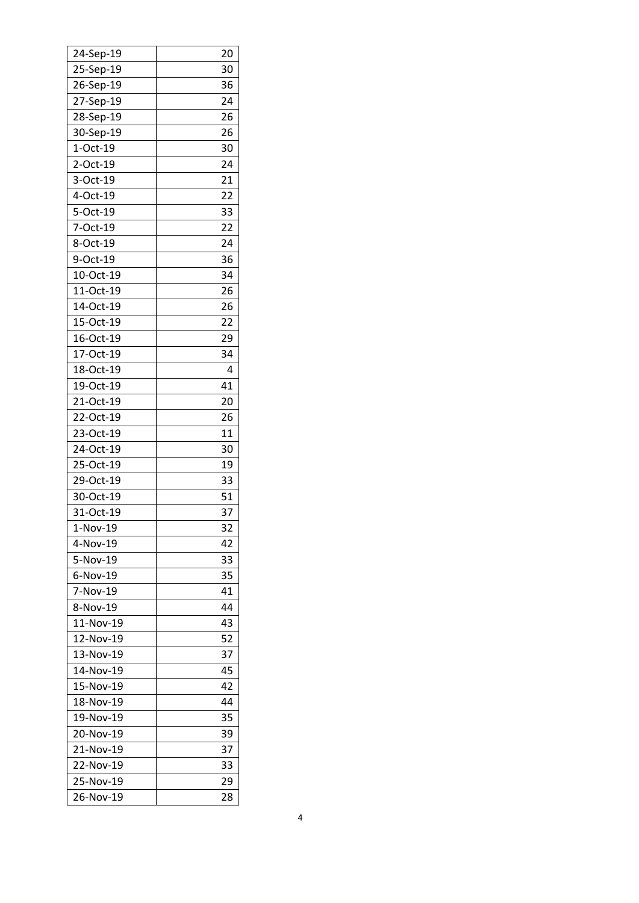| 24-Sep-19 | 20 |
|---|---|
| 25-Sep-19 | 30 |
| 26-Sep-19 | 36 |
| 27-Sep-19 | 24 |
| 28-Sep-19 | 26 |
| 30-Sep-19 | 26 |
| 1-Oct-19 | 30 |
| 2-Oct-19 | 24 |
| 3-Oct-19 | 21 |
| 4-Oct-19 | 22 |
| 5-Oct-19 | 33 |
| 7-Oct-19 | 22 |
| 8-Oct-19 | 24 |
| 9-Oct-19 | 36 |
| 10-Oct-19 | 34 |
| 11-Oct-19 | 26 |
| 14-Oct-19 | 26 |
| 15-Oct-19 | 22 |
| 16-Oct-19 | 29 |
| 17-Oct-19 | 34 |
| 18-Oct-19 | 4 |
| 19-Oct-19 | 41 |
| 21-Oct-19 | 20 |
| 22-Oct-19 | 26 |
| 23-Oct-19 | 11 |
| 24-Oct-19 | 30 |
| 25-Oct-19 | 19 |
| 29-Oct-19 | 33 |
| 30-Oct-19 | 51 |
| 31-Oct-19 | 37 |
| 1-Nov-19 | 32 |
| 4-Nov-19 | 42 |
| 5-Nov-19 | 33 |
| 6-Nov-19 | 35 |
| 7-Nov-19 | 41 |
| 8-Nov-19 | 44 |
| 11-Nov-19 | 43 |
| 12-Nov-19 | 52 |
| 13-Nov-19 | 37 |
| 14-Nov-19 | 45 |
| 15-Nov-19 | 42 |
| 18-Nov-19 | 44 |
| 19-Nov-19 | 35 |
| 20-Nov-19 | 39 |
| 21-Nov-19 | 37 |
| 22-Nov-19 | 33 |
| 25-Nov-19 | 29 |
| 26-Nov-19 | 28 |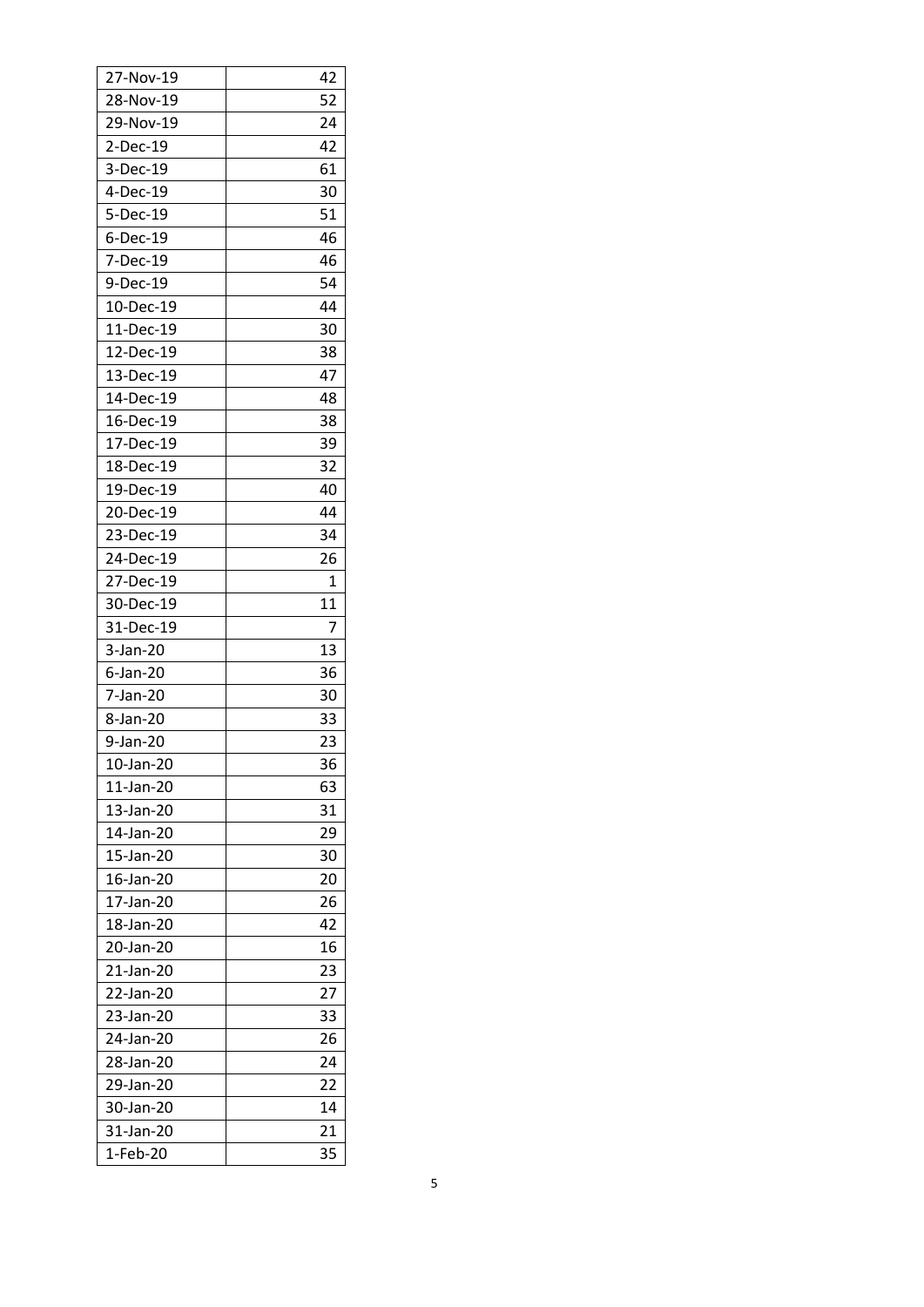| 27-Nov-19 | 42 |
|---|---|
| 28-Nov-19 | 52 |
| 29-Nov-19 | 24 |
| 2-Dec-19 | 42 |
| 3-Dec-19 | 61 |
| 4-Dec-19 | 30 |
| 5-Dec-19 | 51 |
| 6-Dec-19 | 46 |
| 7-Dec-19 | 46 |
| 9-Dec-19 | 54 |
| 10-Dec-19 | 44 |
| 11-Dec-19 | 30 |
| 12-Dec-19 | 38 |
| 13-Dec-19 | 47 |
| 14-Dec-19 | 48 |
| 16-Dec-19 | 38 |
| 17-Dec-19 | 39 |
| 18-Dec-19 | 32 |
| 19-Dec-19 | 40 |
| 20-Dec-19 | 44 |
| 23-Dec-19 | 34 |
| 24-Dec-19 | 26 |
| 27-Dec-19 | 1 |
| 30-Dec-19 | 11 |
| 31-Dec-19 | 7 |
| 3-Jan-20 | 13 |
| 6-Jan-20 | 36 |
| 7-Jan-20 | 30 |
| 8-Jan-20 | 33 |
| 9-Jan-20 | 23 |
| 10-Jan-20 | 36 |
| 11-Jan-20 | 63 |
| 13-Jan-20 | 31 |
| 14-Jan-20 | 29 |
| 15-Jan-20 | 30 |
| 16-Jan-20 | 20 |
| 17-Jan-20 | 26 |
| 18-Jan-20 | 42 |
| 20-Jan-20 | 16 |
| 21-Jan-20 | 23 |
| 22-Jan-20 | 27 |
| 23-Jan-20 | 33 |
| 24-Jan-20 | 26 |
| 28-Jan-20 | 24 |
| 29-Jan-20 | 22 |
| 30-Jan-20 | 14 |
| 31-Jan-20 | 21 |
| 1-Feb-20 | 35 |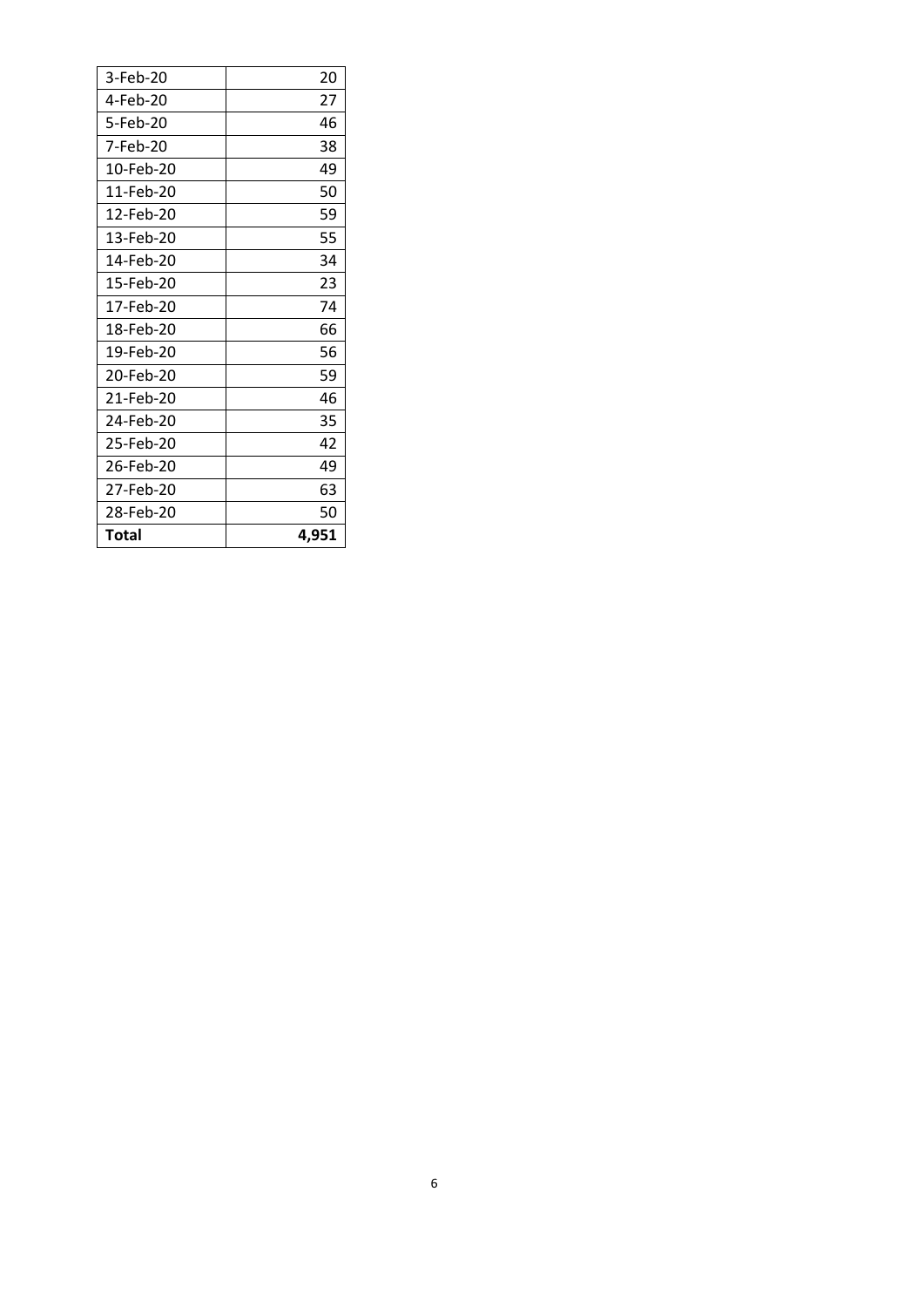| | |
|---|---|
| 3-Feb-20 | 20 |
| 4-Feb-20 | 27 |
| 5-Feb-20 | 46 |
| 7-Feb-20 | 38 |
| 10-Feb-20 | 49 |
| 11-Feb-20 | 50 |
| 12-Feb-20 | 59 |
| 13-Feb-20 | 55 |
| 14-Feb-20 | 34 |
| 15-Feb-20 | 23 |
| 17-Feb-20 | 74 |
| 18-Feb-20 | 66 |
| 19-Feb-20 | 56 |
| 20-Feb-20 | 59 |
| 21-Feb-20 | 46 |
| 24-Feb-20 | 35 |
| 25-Feb-20 | 42 |
| 26-Feb-20 | 49 |
| 27-Feb-20 | 63 |
| 28-Feb-20 | 50 |
| **Total** | **4,951** |